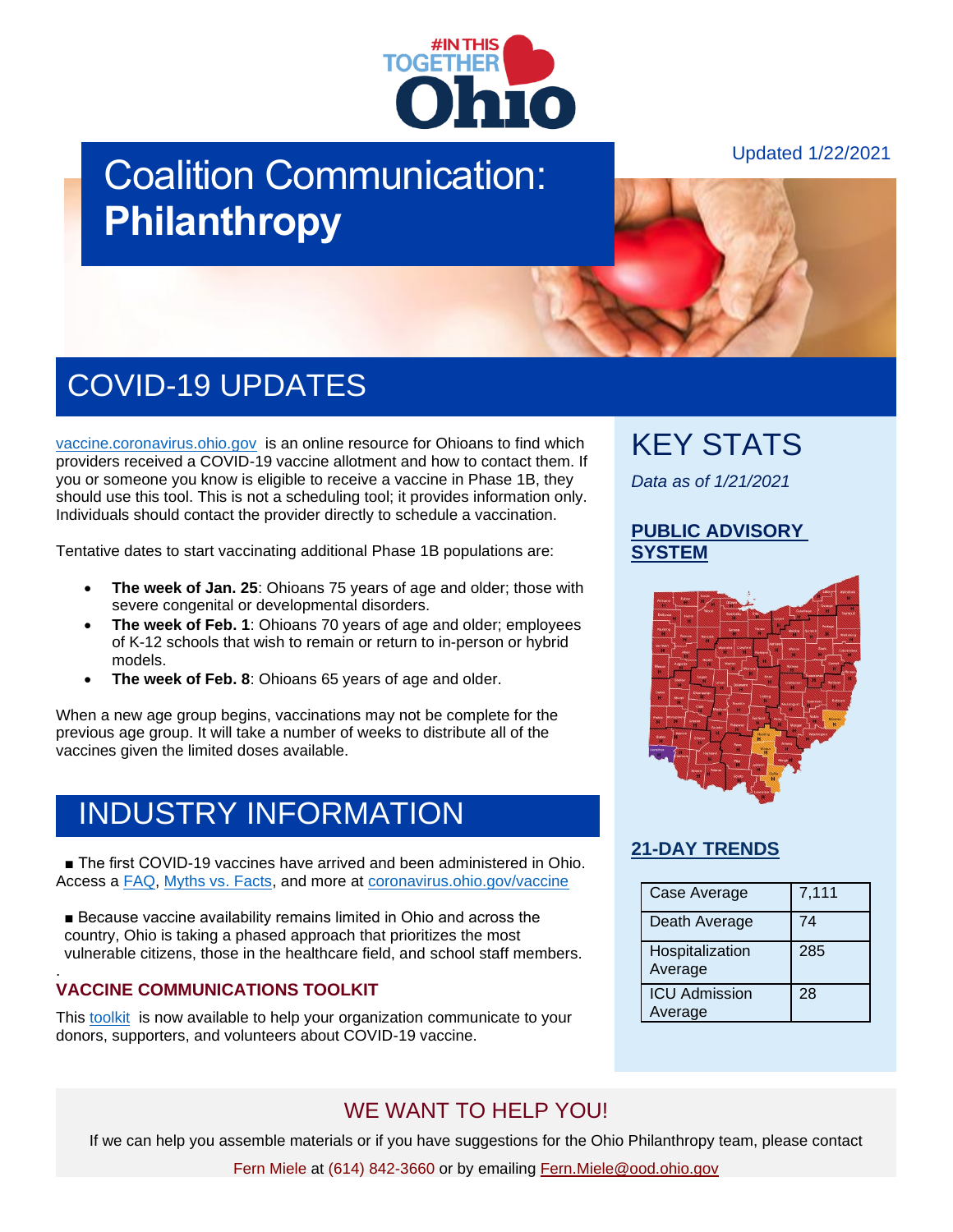Updated 1/22/2021

# Coalition Communication: **Philanthropy**

## COVID-19 UPDATES

vaccine.coronavirus.ohio.gov is an online resource for Ohioans to find which providers received a COVID-19 vaccine allotment and how to contact them. If you or someone you know is eligible to receive a vaccine in Phase 1B, they should use this tool. This is not a scheduling tool; it provides information only. Individuals should contact the provider directly to schedule a vaccination.

Tentative dates to start vaccinating additional Phase 1B populations are:

- **The week of Jan. 25**: Ohioans 75 years of age and older; those with severe congenital or developmental disorders.
- **The week of Feb. 1**: Ohioans 70 years of age and older; employees of K-12 schools that wish to remain or return to in-person or hybrid models.
- **The week of Feb. 8**: Ohioans 65 years of age and older.

When a new age group begins, vaccinations may not be complete for the previous age group. It will take a number of weeks to distribute all of the vaccines given the limited doses available.

## INDUSTRY INFORMATION

■ The first COVID-19 vaccines have arrived and been administered in Ohio. Access a FAQ, Myths vs. Facts, and more at coronavirus.ohio.gov/vaccine

■ Because vaccine availability remains limited in Ohio and across the country, Ohio is taking a phased approach that prioritizes the most vulnerable citizens, those in the healthcare field, and school staff members.

### VACCINE COMMUNICATIONS TOOLKIT

This toolkit is now available to help your organization communicate to your donors, supporters, and volunteers about COVID-19 vaccine.

## KEY STATS

*Data as of 1/21/2021*

### PUBLIC ADVISORY SYSTEM

### 21-DAY TRENDS

| Case Average | 7,111 |
| --- | --- |
| Death Average | 74 |
| Hospitalization Average | 285 |
| ICU Admission Average | 28 |

## WE WANT TO HELP YOU!

If we can help you assemble materials or if you have suggestions for the Ohio Philanthropy team, please contact Fern Miele at (614) 842-3660 or by emailing Fern.Miele@ood.ohio.gov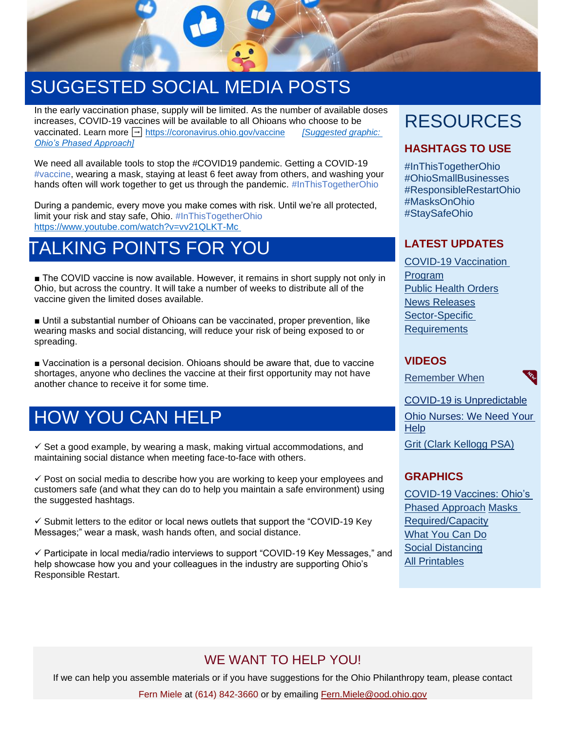# SUGGESTED SOCIAL MEDIA POSTS

In the early vaccination phase, supply will be limited. As the number of available doses increases, COVID-19 vaccines will be available to all Ohioans who choose to be vaccinated. Learn more → https://coronavirus.ohio.gov/vaccine *[Suggested graphic: Ohio's Phased Approach]*

We need all available tools to stop the #COVID19 pandemic. Getting a COVID-19 #vaccine, wearing a mask, staying at least 6 feet away from others, and washing your hands often will work together to get us through the pandemic. #InThisTogetherOhio

During a pandemic, every move you make comes with risk. Until we're all protected, limit your risk and stay safe, Ohio. #InThisTogetherOhio https://www.youtube.com/watch?v=vv21QLKT-Mc

# TALKING POINTS FOR YOU

■ The COVID vaccine is now available. However, it remains in short supply not only in Ohio, but across the country. It will take a number of weeks to distribute all of the vaccine given the limited doses available.

■ Until a substantial number of Ohioans can be vaccinated, proper prevention, like wearing masks and social distancing, will reduce your risk of being exposed to or spreading.

■ Vaccination is a personal decision. Ohioans should be aware that, due to vaccine shortages, anyone who declines the vaccine at their first opportunity may not have another chance to receive it for some time.

# HOW YOU CAN HELP

✓ Set a good example, by wearing a mask, making virtual accommodations, and maintaining social distance when meeting face-to-face with others.

✓ Post on social media to describe how you are working to keep your employees and customers safe (and what they can do to help you maintain a safe environment) using the suggested hashtags.

✓ Submit letters to the editor or local news outlets that support the "COVID-19 Key Messages;" wear a mask, wash hands often, and social distance.

✓ Participate in local media/radio interviews to support "COVID-19 Key Messages," and help showcase how you and your colleagues in the industry are supporting Ohio's Responsible Restart.

# RESOURCES

## HASHTAGS TO USE

#InThisTogetherOhio
#OhioSmallBusinesses
#ResponsibleRestartOhio
#MasksOnOhio
#StaySafeOhio

## LATEST UPDATES

COVID-19 Vaccination Program
Public Health Orders
News Releases
Sector-Specific Requirements

## VIDEOS

Remember When (NEW)
COVID-19 is Unpredictable
Ohio Nurses: We Need Your Help
Grit (Clark Kellogg PSA)

## GRAPHICS

COVID-19 Vaccines: Ohio's Phased Approach
Masks Required/Capacity
What You Can Do
Social Distancing
All Printables

## WE WANT TO HELP YOU!

If we can help you assemble materials or if you have suggestions for the Ohio Philanthropy team, please contact Fern Miele at (614) 842-3660 or by emailing Fern.Miele@ood.ohio.gov